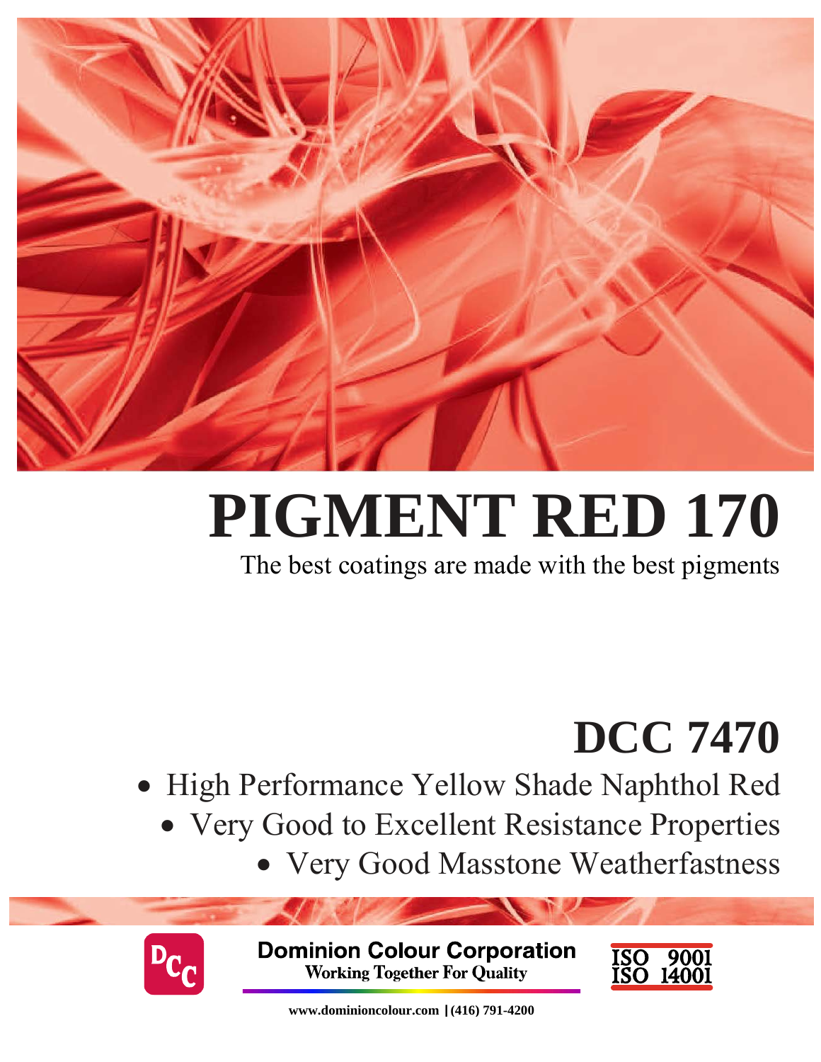# PIGMENT RED 170

The best coatings are made with the best pigments

## DCC 7470

- High Performance Yellow Shade Naphthol Red
- Very Good to Excellent Resistance Properties
- Very Good Masstone Weatherfastness

**Dominion Colour Corporation**
Working Together For Quality

ISO 9001
ISO 14001

www.dominioncolour.com | (416) 791-4200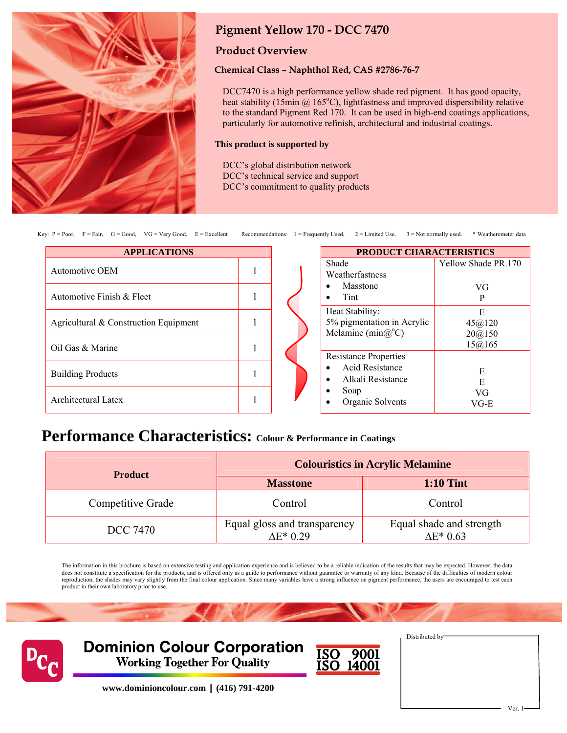# Pigment Yellow 170 - DCC 7470

## Product Overview

### Chemical Class – Naphthol Red, CAS #2786-76-7

DCC7470 is a high performance yellow shade red pigment. It has good opacity, heat stability (15min @ 165°C), lightfastness and improved dispersibility relative to the standard Pigment Red 170. It can be used in high-end coatings applications, particularly for automotive refinish, architectural and industrial coatings.

**This product is supported by**

DCC's global distribution network
DCC's technical service and support
DCC's commitment to quality products

Key: P = Poor, F = Fair, G = Good, VG = Very Good, E = Excellent Recommendations: 1 = Frequently Used, 2 = Limited Use, 3 = Not normally used. * Weatherometer data

| APPLICATIONS | |
|---|---|
| Automotive OEM | 1 |
| Automotive Finish & Fleet | 1 |
| Agricultural & Construction Equipment | 1 |
| Oil Gas & Marine | 1 |
| Building Products | 1 |
| Architectural Latex | 1 |

| PRODUCT CHARACTERISTICS | |
|---|---|
| Shade | Yellow Shade PR.170 |
| Weatherfastness<br>• Masstone<br>• Tint | <br>VG<br>P |
| Heat Stability:<br>5% pigmentation in Acrylic Melamine (min@°C) | E<br>45@120<br>20@150<br>15@165 |
| Resistance Properties<br>• Acid Resistance<br>• Alkali Resistance<br>• Soap<br>• Organic Solvents | <br>E<br>E<br>VG<br>VG-E |

# Performance Characteristics: Colour & Performance in Coatings

| Product | Colouristics in Acrylic Melamine | |
|---|---|---|
| | Masstone | 1:10 Tint |
| Competitive Grade | Control | Control |
| DCC 7470 | Equal gloss and transparency<br>ΔE* 0.29 | Equal shade and strength<br>ΔE* 0.63 |

The information in this brochure is based on extensive testing and application experience and is believed to be a reliable indication of the results that may be expected. However, the data does not constitute a specification for the products, and is offered only as a guide to performance without guarantee or warranty of any kind. Because of the difficulties of modern colour reproduction, the shades may vary slightly from the final colour application. Since many variables have a strong influence on pigment performance, the users are encouraged to test each product in their own laboratory prior to use.

**Dominion Colour Corporation**
Working Together For Quality

ISO 9001
ISO 14001

**www.dominioncolour.com | (416) 791-4200**

Distributed by

Ver. 1